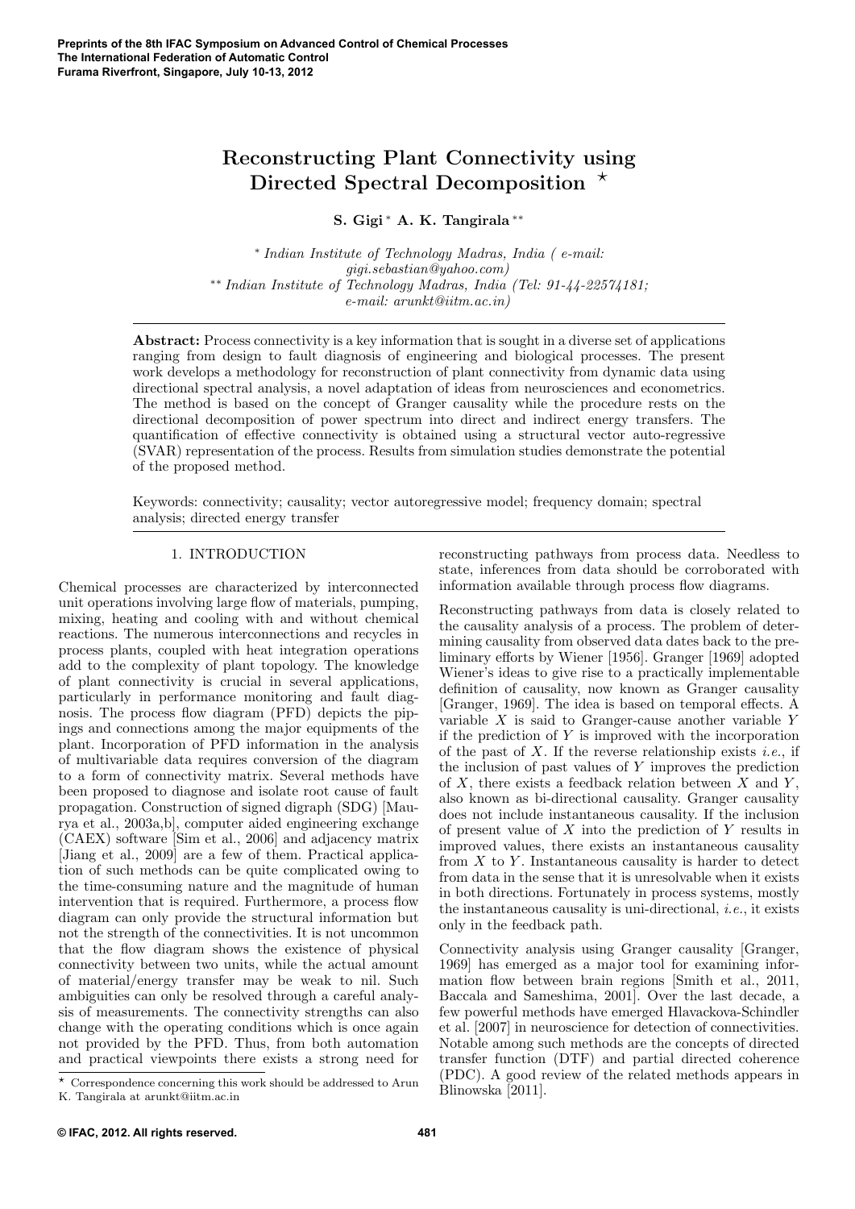# Reconstructing Plant Connectivity using Directed Spectral Decomposition ⋆

**S. Gigi** [*] **A. K. Tangirala** [**]

[*] *Indian Institute of Technology Madras, India ( e-mail: gigi.sebastian@yahoo.com)*
[**] *Indian Institute of Technology Madras, India (Tel: 91-44-22574181; e-mail: arunkt@iitm.ac.in)*

**Abstract:** Process connectivity is a key information that is sought in a diverse set of applications ranging from design to fault diagnosis of engineering and biological processes. The present work develops a methodology for reconstruction of plant connectivity from dynamic data using directional spectral analysis, a novel adaptation of ideas from neurosciences and econometrics. The method is based on the concept of Granger causality while the procedure rests on the directional decomposition of power spectrum into direct and indirect energy transfers. The quantification of effective connectivity is obtained using a structural vector auto-regressive (SVAR) representation of the process. Results from simulation studies demonstrate the potential of the proposed method.

Keywords: connectivity; causality; vector autoregressive model; frequency domain; spectral analysis; directed energy transfer

## 1. INTRODUCTION

Chemical processes are characterized by interconnected unit operations involving large flow of materials, pumping, mixing, heating and cooling with and without chemical reactions. The numerous interconnections and recycles in process plants, coupled with heat integration operations add to the complexity of plant topology. The knowledge of plant connectivity is crucial in several applications, particularly in performance monitoring and fault diagnosis. The process flow diagram (PFD) depicts the pipings and connections among the major equipments of the plant. Incorporation of PFD information in the analysis of multivariable data requires conversion of the diagram to a form of connectivity matrix. Several methods have been proposed to diagnose and isolate root cause of fault propagation. Construction of signed digraph (SDG) [Maurya et al., 2003a,b], computer aided engineering exchange (CAEX) software [Sim et al., 2006] and adjacency matrix [Jiang et al., 2009] are a few of them. Practical application of such methods can be quite complicated owing to the time-consuming nature and the magnitude of human intervention that is required. Furthermore, a process flow diagram can only provide the structural information but not the strength of the connectivities. It is not uncommon that the flow diagram shows the existence of physical connectivity between two units, while the actual amount of material/energy transfer may be weak to nil. Such ambiguities can only be resolved through a careful analysis of measurements. The connectivity strengths can also change with the operating conditions which is once again not provided by the PFD. Thus, from both automation and practical viewpoints there exists a strong need for reconstructing pathways from process data. Needless to state, inferences from data should be corroborated with information available through process flow diagrams.

Reconstructing pathways from data is closely related to the causality analysis of a process. The problem of determining causality from observed data dates back to the preliminary efforts by Wiener [1956]. Granger [1969] adopted Wiener's ideas to give rise to a practically implementable definition of causality, now known as Granger causality [Granger, 1969]. The idea is based on temporal effects. A variable $X$ is said to Granger-cause another variable $Y$ if the prediction of $Y$ is improved with the incorporation of the past of $X$. If the reverse relationship exists *i.e.*, if the inclusion of past values of $Y$ improves the prediction of $X$, there exists a feedback relation between $X$ and $Y$, also known as bi-directional causality. Granger causality does not include instantaneous causality. If the inclusion of present value of $X$ into the prediction of $Y$ results in improved values, there exists an instantaneous causality from $X$ to $Y$. Instantaneous causality is harder to detect from data in the sense that it is unresolvable when it exists in both directions. Fortunately in process systems, mostly the instantaneous causality is uni-directional, *i.e.*, it exists only in the feedback path.

Connectivity analysis using Granger causality [Granger, 1969] has emerged as a major tool for examining information flow between brain regions [Smith et al., 2011, Baccala and Sameshima, 2001]. Over the last decade, a few powerful methods have emerged Hlavackova-Schindler et al. [2007] in neuroscience for detection of connectivities. Notable among such methods are the concepts of directed transfer function (DTF) and partial directed coherence (PDC). A good review of the related methods appears in Blinowska [2011].

⋆ Correspondence concerning this work should be addressed to Arun K. Tangirala at arunkt@iitm.ac.in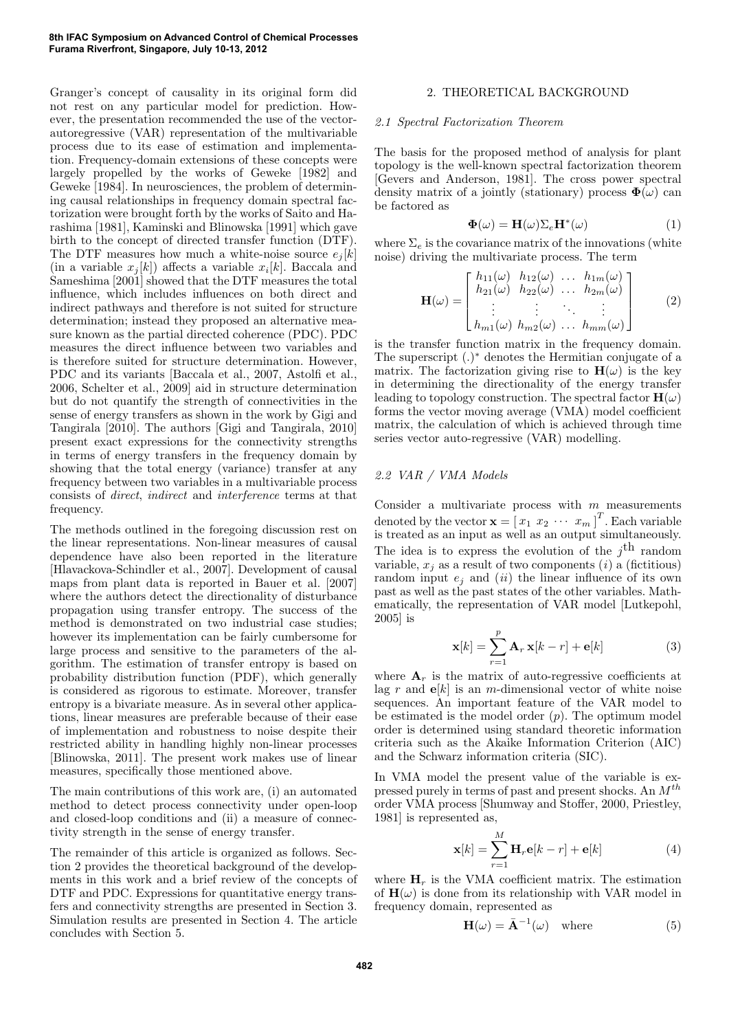Granger's concept of causality in its original form did not rest on any particular model for prediction. However, the presentation recommended the use of the vector-autoregressive (VAR) representation of the multivariable process due to its ease of estimation and implementation. Frequency-domain extensions of these concepts were largely propelled by the works of Geweke [1982] and Geweke [1984]. In neurosciences, the problem of determining causal relationships in frequency domain spectral factorization were brought forth by the works of Saito and Harashima [1981], Kaminski and Blinowska [1991] which gave birth to the concept of directed transfer function (DTF). The DTF measures how much a white-noise source $e_j[k]$ (in a variable $x_j[k]$) affects a variable $x_i[k]$. Baccala and Sameshima [2001] showed that the DTF measures the total influence, which includes influences on both direct and indirect pathways and therefore is not suited for structure determination; instead they proposed an alternative measure known as the partial directed coherence (PDC). PDC measures the direct influence between two variables and is therefore suited for structure determination. However, PDC and its variants [Baccala et al., 2007, Astolfi et al., 2006, Schelter et al., 2009] aid in structure determination but do not quantify the strength of connectivities in the sense of energy transfers as shown in the work by Gigi and Tangirala [2010]. The authors [Gigi and Tangirala, 2010] present exact expressions for the connectivity strengths in terms of energy transfers in the frequency domain by showing that the total energy (variance) transfer at any frequency between two variables in a multivariable process consists of *direct*, *indirect* and *interference* terms at that frequency.

The methods outlined in the foregoing discussion rest on the linear representations. Non-linear measures of causal dependence have also been reported in the literature [Hlavackova-Schindler et al., 2007]. Development of causal maps from plant data is reported in Bauer et al. [2007] where the authors detect the directionality of disturbance propagation using transfer entropy. The success of the method is demonstrated on two industrial case studies; however its implementation can be fairly cumbersome for large process and sensitive to the parameters of the algorithm. The estimation of transfer entropy is based on probability distribution function (PDF), which generally is considered as rigorous to estimate. Moreover, transfer entropy is a bivariate measure. As in several other applications, linear measures are preferable because of their ease of implementation and robustness to noise despite their restricted ability in handling highly non-linear processes [Blinowska, 2011]. The present work makes use of linear measures, specifically those mentioned above.

The main contributions of this work are, (i) an automated method to detect process connectivity under open-loop and closed-loop conditions and (ii) a measure of connectivity strength in the sense of energy transfer.

The remainder of this article is organized as follows. Section 2 provides the theoretical background of the developments in this work and a brief review of the concepts of DTF and PDC. Expressions for quantitative energy transfers and connectivity strengths are presented in Section 3. Simulation results are presented in Section 4. The article concludes with Section 5.

## 2. THEORETICAL BACKGROUND

### *2.1 Spectral Factorization Theorem*

The basis for the proposed method of analysis for plant topology is the well-known spectral factorization theorem [Gevers and Anderson, 1981]. The cross power spectral density matrix of a jointly (stationary) process $\mathbf{\Phi}(\omega)$ can be factored as

$$\mathbf{\Phi}(\omega) = \mathbf{H}(\omega)\Sigma_e\mathbf{H}^*(\omega) \tag{1}$$

where $\Sigma_e$ is the covariance matrix of the innovations (white noise) driving the multivariate process. The term

$$\mathbf{H}(\omega) = \begin{bmatrix} h_{11}(\omega) & h_{12}(\omega) & \dots & h_{1m}(\omega) \\ h_{21}(\omega) & h_{22}(\omega) & \dots & h_{2m}(\omega) \\ \vdots & \vdots & \ddots & \vdots \\ h_{m1}(\omega) & h_{m2}(\omega) & \dots & h_{mm}(\omega) \end{bmatrix} \tag{2}$$

is the transfer function matrix in the frequency domain. The superscript $(.)^*$ denotes the Hermitian conjugate of a matrix. The factorization giving rise to $\mathbf{H}(\omega)$ is the key in determining the directionality of the energy transfer leading to topology construction. The spectral factor $\mathbf{H}(\omega)$ forms the vector moving average (VMA) model coefficient matrix, the calculation of which is achieved through time series vector auto-regressive (VAR) modelling.

### *2.2 VAR / VMA Models*

Consider a multivariate process with $m$ measurements denoted by the vector $\mathbf{x} = [\, x_1 \; x_2 \; \cdots \; x_m \,]^T$. Each variable is treated as an input as well as an output simultaneously. The idea is to express the evolution of the $j^{\text{th}}$ random variable, $x_j$ as a result of two components $(i)$ a (fictitious) random input $e_j$ and $(ii)$ the linear influence of its own past as well as the past states of the other variables. Mathematically, the representation of VAR model [Lutkepohl, 2005] is

$$\mathbf{x}[k] = \sum_{r=1}^{p} \mathbf{A}_r \, \mathbf{x}[k-r] + \mathbf{e}[k] \tag{3}$$

where $\mathbf{A}_r$ is the matrix of auto-regressive coefficients at lag $r$ and $\mathbf{e}[k]$ is an $m$-dimensional vector of white noise sequences. An important feature of the VAR model to be estimated is the model order $(p)$. The optimum model order is determined using standard theoretic information criteria such as the Akaike Information Criterion (AIC) and the Schwarz information criteria (SIC).

In VMA model the present value of the variable is expressed purely in terms of past and present shocks. An $M^{th}$ order VMA process [Shumway and Stoffer, 2000, Priestley, 1981] is represented as,

$$\mathbf{x}[k] = \sum_{r=1}^{M} \mathbf{H}_r \mathbf{e}[k-r] + \mathbf{e}[k] \tag{4}$$

where $\mathbf{H}_r$ is the VMA coefficient matrix. The estimation of $\mathbf{H}(\omega)$ is done from its relationship with VAR model in frequency domain, represented as

$$\mathbf{H}(\omega) = \bar{\mathbf{A}}^{-1}(\omega) \quad \text{where} \tag{5}$$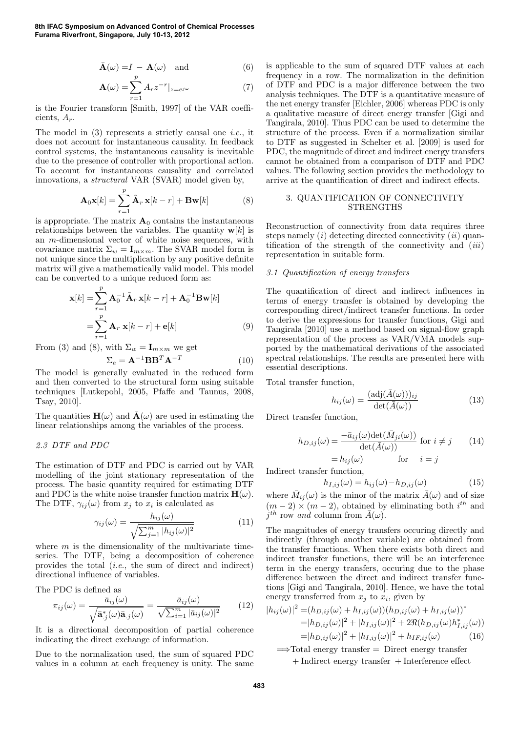$$\bar{\mathbf{A}}(\omega) = I - \mathbf{A}(\omega) \quad \text{and} \tag{6}$$

$$\mathbf{A}(\omega) = \sum_{r=1}^{p} A_r z^{-r}|_{z=e^{j\omega}} \tag{7}$$

is the Fourier transform [Smith, 1997] of the VAR coefficients, $A_r$.

The model in (3) represents a strictly causal one *i.e.*, it does not account for instantaneous causality. In feedback control systems, the instantaneous causality is inevitable due to the presence of controller with proportional action. To account for instantaneous causality and correlated innovations, a *structural* VAR (SVAR) model given by,

$$\mathbf{A}_0 \mathbf{x}[k] = \sum_{r=1}^{p} \tilde{\mathbf{A}}_r \, \mathbf{x}[k-r] + \mathbf{B}\mathbf{w}[k] \tag{8}$$

is appropriate. The matrix $\mathbf{A}_0$ contains the instantaneous relationships between the variables. The quantity $\mathbf{w}[k]$ is an $m$-dimensional vector of white noise sequences, with covariance matrix $\Sigma_w = \mathbf{I}_{m\times m}$. The SVAR model form is not unique since the multiplication by any positive definite matrix will give a mathematically valid model. This model can be converted to a unique reduced form as:

$$\begin{aligned}\mathbf{x}[k] &= \sum_{r=1}^{p} \mathbf{A}_0^{-1} \tilde{\mathbf{A}}_r \, \mathbf{x}[k-r] + \mathbf{A}_0^{-1}\mathbf{B}\mathbf{w}[k] \\ &= \sum_{r=1}^{p} \mathbf{A}_r \, \mathbf{x}[k-r] + \mathbf{e}[k]\end{aligned} \tag{9}$$

From (3) and (8), with $\Sigma_w = \mathbf{I}_{m\times m}$ we get

$$\Sigma_e = \mathbf{A}^{-1}\mathbf{B}\mathbf{B}^T\mathbf{A}^{-T} \tag{10}$$

The model is generally evaluated in the reduced form and then converted to the structural form using suitable techniques [Lutkepohl, 2005, Pfaffe and Taunus, 2008, Tsay, 2010].

The quantities $\mathbf{H}(\omega)$ and $\bar{\mathbf{A}}(\omega)$ are used in estimating the linear relationships among the variables of the process.

### *2.3 DTF and PDC*

The estimation of DTF and PDC is carried out by VAR modelling of the joint stationary representation of the process. The basic quantity required for estimating DTF and PDC is the white noise transfer function matrix $\mathbf{H}(\omega)$. The DTF, $\gamma_{ij}(\omega)$ from $x_j$ to $x_i$ is calculated as

$$\gamma_{ij}(\omega) = \frac{h_{ij}(\omega)}{\sqrt{\sum_{j=1}^{m} |h_{ij}(\omega)|^2}} \tag{11}$$

where $m$ is the dimensionality of the multivariate time-series. The DTF, being a decomposition of coherence provides the total (*i.e.*, the sum of direct and indirect) directional influence of variables.

The PDC is defined as

$$\pi_{ij}(\omega) = \frac{\bar{a}_{ij}(\omega)}{\sqrt{\bar{\mathbf{a}}^*_{\cdot j}(\omega)\bar{\mathbf{a}}_{\cdot j}(\omega)}} = \frac{\bar{a}_{ij}(\omega)}{\sqrt{\sum_{i=1}^{m} |\bar{a}_{ij}(\omega)|^2}} \tag{12}$$

It is a directional decomposition of partial coherence indicating the direct exchange of information.

Due to the normalization used, the sum of squared PDC values in a column at each frequency is unity. The same is applicable to the sum of squared DTF values at each frequency in a row. The normalization in the definition of DTF and PDC is a major difference between the two analysis techniques. The DTF is a quantitative measure of the net energy transfer [Eichler, 2006] whereas PDC is only a qualitative measure of direct energy transfer [Gigi and Tangirala, 2010]. Thus PDC can be used to determine the structure of the process. Even if a normalization similar to DTF as suggested in Schelter et al. [2009] is used for PDC, the magnitude of direct and indirect energy transfers cannot be obtained from a comparison of DTF and PDC values. The following section provides the methodology to arrive at the quantification of direct and indirect effects.

## 3. QUANTIFICATION OF CONNECTIVITY STRENGTHS

Reconstruction of connectivity from data requires three steps namely (*i*) detecting directed connectivity (*ii*) quantification of the strength of the connectivity and (*iii*) representation in suitable form.

### *3.1 Quantification of energy transfers*

The quantification of direct and indirect influences in terms of energy transfer is obtained by developing the corresponding direct/indirect transfer functions. In order to derive the expressions for transfer functions, Gigi and Tangirala [2010] use a method based on signal-flow graph representation of the process as VAR/VMA models supported by the mathematical derivations of the associated spectral relationships. The results are presented here with essential descriptions.

Total transfer function,

$$h_{ij}(\omega) = \frac{(\text{adj}(\bar{A}(\omega)))_{ij}}{\det(\bar{A}(\omega))} \tag{13}$$

Direct transfer function,

$$\begin{aligned} h_{D,ij}(\omega) &= \frac{-\bar{a}_{ij}(\omega)\det(\bar{M}_{ji}(\omega))}{\det(\bar{A}(\omega))} \text{ for } i \neq j \\ &= h_{ij}(\omega) \qquad \text{for} \quad i = j \end{aligned} \tag{14}$$

Indirect transfer function,

$$h_{I,ij}(\omega) = h_{ij}(\omega) - h_{D,ij}(\omega) \tag{15}$$

where $\bar{M}_{ij}(\omega)$ is the minor of the matrix $\bar{A}(\omega)$ and of size $(m-2)\times(m-2)$, obtained by eliminating both $i^{th}$ and $j^{th}$ row *and* column from $\bar{A}(\omega)$.

The magnitudes of energy transfers occuring directly and indirectly (through another variable) are obtained from the transfer functions. When there exists both direct and indirect transfer functions, there will be an interference term in the energy transfers, occuring due to the phase difference between the direct and indirect transfer functions [Gigi and Tangirala, 2010]. Hence, we have the total energy transferred from $x_j$ to $x_i$, given by

$$\begin{aligned} |h_{ij}(\omega)|^2 &= (h_{D,ij}(\omega) + h_{I,ij}(\omega))(h_{D,ij}(\omega) + h_{I,ij}(\omega))^* \\ &= |h_{D,ij}(\omega)|^2 + |h_{I,ij}(\omega)|^2 + 2\Re(h_{D,ij}(\omega)h^*_{I,ij}(\omega)) \\ &= |h_{D,ij}(\omega)|^2 + |h_{I,ij}(\omega)|^2 + h_{IF,ij}(\omega) \end{aligned} \tag{16}$$

$\Longrightarrow$Total energy transfer = Direct energy transfer + Indirect energy transfer + Interference effect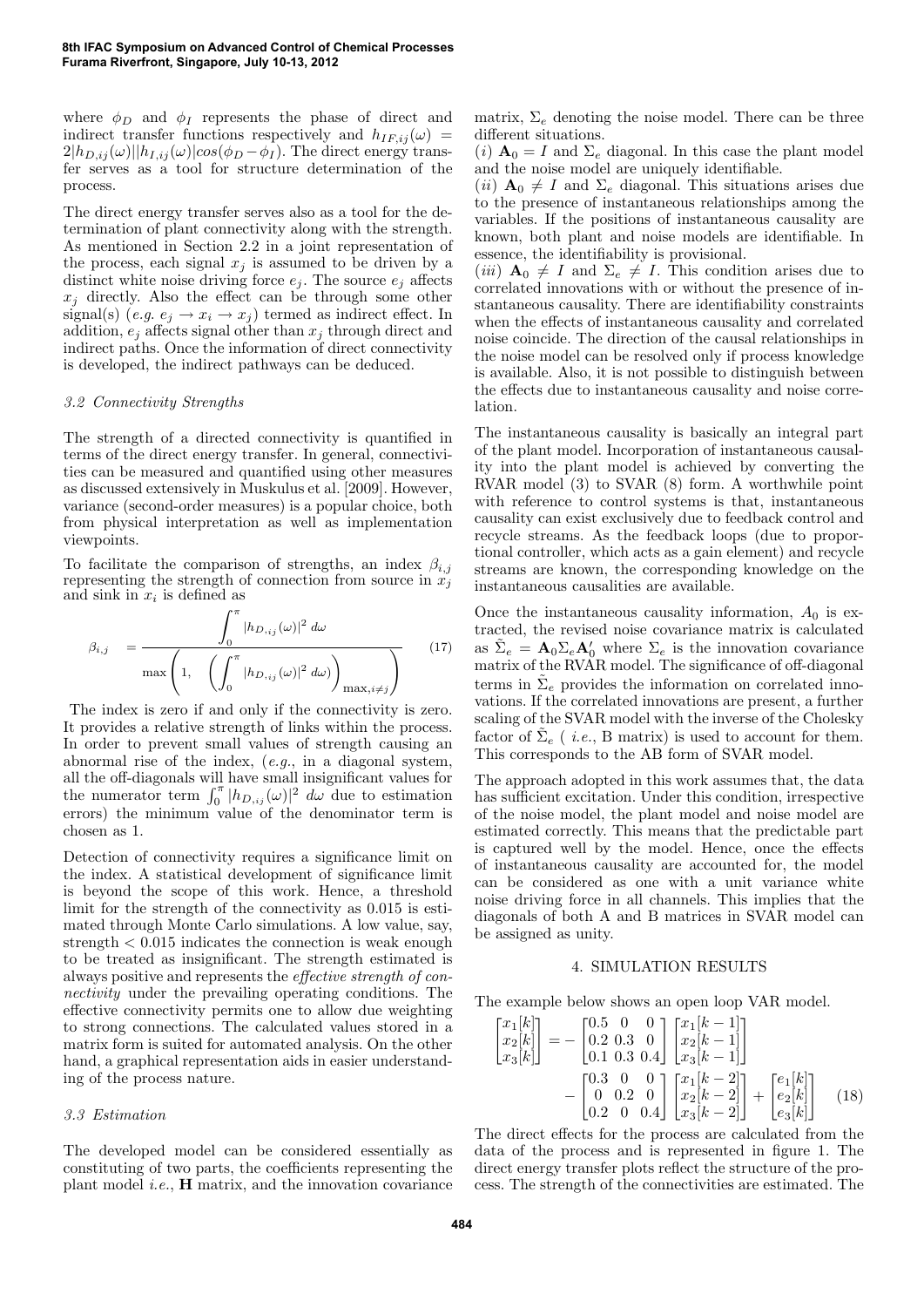where $\phi_D$ and $\phi_I$ represents the phase of direct and indirect transfer functions respectively and $h_{IF,ij}(\omega) = 2|h_{D,ij}(\omega)||h_{I,ij}(\omega)|cos(\phi_D - \phi_I)$. The direct energy transfer serves as a tool for structure determination of the process.

The direct energy transfer serves also as a tool for the determination of plant connectivity along with the strength. As mentioned in Section 2.2 in a joint representation of the process, each signal $x_j$ is assumed to be driven by a distinct white noise driving force $e_j$. The source $e_j$ affects $x_j$ directly. Also the effect can be through some other signal(s) (*e.g.* $e_j \rightarrow x_i \rightarrow x_j$) termed as indirect effect. In addition, $e_j$ affects signal other than $x_j$ through direct and indirect paths. Once the information of direct connectivity is developed, the indirect pathways can be deduced.

### 3.2 Connectivity Strengths

The strength of a directed connectivity is quantified in terms of the direct energy transfer. In general, connectivities can be measured and quantified using other measures as discussed extensively in Muskulus et al. [2009]. However, variance (second-order measures) is a popular choice, both from physical interpretation as well as implementation viewpoints.

To facilitate the comparison of strengths, an index $\beta_{i,j}$ representing the strength of connection from source in $x_j$ and sink in $x_i$ is defined as

$$\beta_{i,j} = \frac{\int_0^\pi |h_{D,_{ij}}(\omega)|^2 \, d\omega}{\max\left(1, \ \left(\int_0^\pi |h_{D,_{ij}}(\omega)|^2 \, d\omega\right)_{\max, i \neq j}\right)} \quad (17)$$

The index is zero if and only if the connectivity is zero. It provides a relative strength of links within the process. In order to prevent small values of strength causing an abnormal rise of the index, (*e.g.*, in a diagonal system, all the off-diagonals will have small insignificant values for the numerator term $\int_0^\pi |h_{D,_{ij}}(\omega)|^2 \, d\omega$ due to estimation errors) the minimum value of the denominator term is chosen as 1.

Detection of connectivity requires a significance limit on the index. A statistical development of significance limit is beyond the scope of this work. Hence, a threshold limit for the strength of the connectivity as 0.015 is estimated through Monte Carlo simulations. A low value, say, strength $< 0.015$ indicates the connection is weak enough to be treated as insignificant. The strength estimated is always positive and represents the *effective strength of connectivity* under the prevailing operating conditions. The effective connectivity permits one to allow due weighting to strong connections. The calculated values stored in a matrix form is suited for automated analysis. On the other hand, a graphical representation aids in easier understanding of the process nature.

### 3.3 Estimation

The developed model can be considered essentially as constituting of two parts, the coefficients representing the plant model *i.e.*, $\mathbf{H}$ matrix, and the innovation covariance matrix, $\Sigma_e$ denoting the noise model. There can be three different situations.

(*i*) $\mathbf{A}_0 = I$ and $\Sigma_e$ diagonal. In this case the plant model and the noise model are uniquely identifiable.

(*ii*) $\mathbf{A}_0 \neq I$ and $\Sigma_e$ diagonal. This situations arises due to the presence of instantaneous relationships among the variables. If the positions of instantaneous causality are known, both plant and noise models are identifiable. In essence, the identifiability is provisional.

(*iii*) $\mathbf{A}_0 \neq I$ and $\Sigma_e \neq I$. This condition arises due to correlated innovations with or without the presence of instantaneous causality. There are identifiability constraints when the effects of instantaneous causality and correlated noise coincide. The direction of the causal relationships in the noise model can be resolved only if process knowledge is available. Also, it is not possible to distinguish between the effects due to instantaneous causality and noise correlation.

The instantaneous causality is basically an integral part of the plant model. Incorporation of instantaneous causality into the plant model is achieved by converting the RVAR model (3) to SVAR (8) form. A worthwhile point with reference to control systems is that, instantaneous causality can exist exclusively due to feedback control and recycle streams. As the feedback loops (due to proportional controller, which acts as a gain element) and recycle streams are known, the corresponding knowledge on the instantaneous causalities are available.

Once the instantaneous causality information, $A_0$ is extracted, the revised noise covariance matrix is calculated as $\tilde{\Sigma}_e = \mathbf{A}_0 \Sigma_e \mathbf{A}_0'$ where $\Sigma_e$ is the innovation covariance matrix of the RVAR model. The significance of off-diagonal terms in $\tilde{\Sigma}_e$ provides the information on correlated innovations. If the correlated innovations are present, a further scaling of the SVAR model with the inverse of the Cholesky factor of $\tilde{\Sigma}_e$ ( *i.e.*, B matrix) is used to account for them. This corresponds to the AB form of SVAR model.

The approach adopted in this work assumes that, the data has sufficient excitation. Under this condition, irrespective of the noise model, the plant model and noise model are estimated correctly. This means that the predictable part is captured well by the model. Hence, once the effects of instantaneous causality are accounted for, the model can be considered as one with a unit variance white noise driving force in all channels. This implies that the diagonals of both A and B matrices in SVAR model can be assigned as unity.

## 4. SIMULATION RESULTS

The example below shows an open loop VAR model.

$$\begin{bmatrix} x_1[k] \\ x_2[k] \\ x_3[k] \end{bmatrix} = -\begin{bmatrix} 0.5 & 0 & 0 \\ 0.2 & 0.3 & 0 \\ 0.1 & 0.3 & 0.4 \end{bmatrix} \begin{bmatrix} x_1[k-1] \\ x_2[k-1] \\ x_3[k-1] \end{bmatrix} - \begin{bmatrix} 0.3 & 0 & 0 \\ 0 & 0.2 & 0 \\ 0.2 & 0 & 0.4 \end{bmatrix} \begin{bmatrix} x_1[k-2] \\ x_2[k-2] \\ x_3[k-2] \end{bmatrix} + \begin{bmatrix} e_1[k] \\ e_2[k] \\ e_3[k] \end{bmatrix} \quad (18)$$

The direct effects for the process are calculated from the data of the process and is represented in figure 1. The direct energy transfer plots reflect the structure of the process. The strength of the connectivities are estimated. The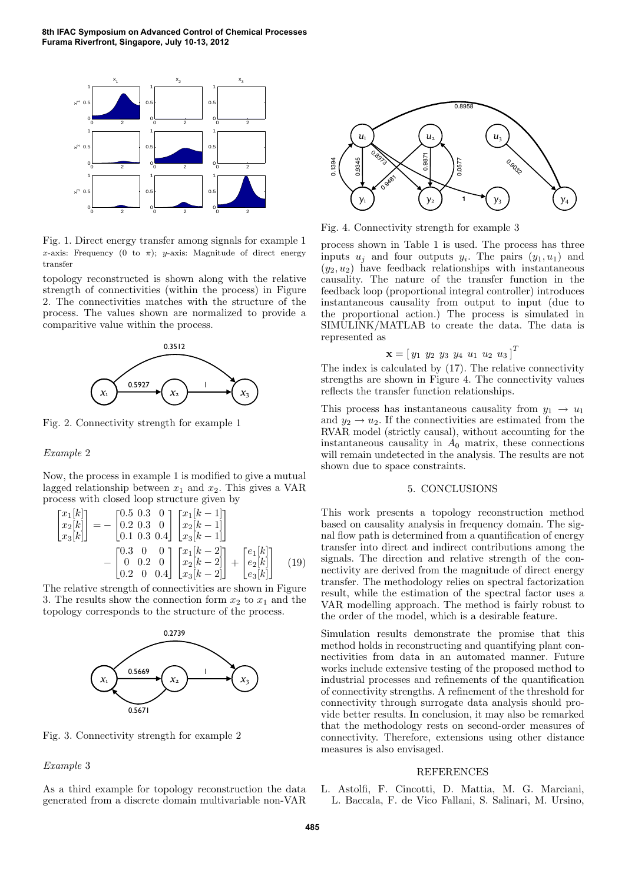Fig. 1. Direct energy transfer among signals for example 1 $x$-axis: Frequency (0 to $\pi$); $y$-axis: Magnitude of direct energy transfer

topology reconstructed is shown along with the relative strength of connectivities (within the process) in Figure 2. The connectivities matches with the structure of the process. The values shown are normalized to provide a comparitive value within the process.

Fig. 2. Connectivity strength for example 1

*Example 2*

Now, the process in example 1 is modified to give a mutual lagged relationship between $x_1$ and $x_2$. This gives a VAR process with closed loop structure given by

$$\begin{bmatrix} x_1[k] \\ x_2[k] \\ x_3[k] \end{bmatrix} = -\begin{bmatrix} 0.5 & 0.3 & 0 \\ 0.2 & 0.3 & 0 \\ 0.1 & 0.3 & 0.4 \end{bmatrix} \begin{bmatrix} x_1[k-1] \\ x_2[k-1] \\ x_3[k-1] \end{bmatrix} - \begin{bmatrix} 0.3 & 0 & 0 \\ 0 & 0.2 & 0 \\ 0.2 & 0 & 0.4 \end{bmatrix} \begin{bmatrix} x_1[k-2] \\ x_2[k-2] \\ x_3[k-2] \end{bmatrix} + \begin{bmatrix} e_1[k] \\ e_2[k] \\ e_3[k] \end{bmatrix} \quad (19)$$

The relative strength of connectivities are shown in Figure 3. The results show the connection form $x_2$ to $x_1$ and the topology corresponds to the structure of the process.

Fig. 3. Connectivity strength for example 2

*Example 3*

As a third example for topology reconstruction the data generated from a discrete domain multivariable non-VAR process shown in Table 1 is used. The process has three inputs $u_j$ and four outputs $y_i$. The pairs $(y_1, u_1)$ and $(y_2, u_2)$ have feedback relationships with instantaneous causality. The nature of the transfer function in the feedback loop (proportional integral controller) introduces instantaneous causality from output to input (due to the proportional action.) The process is simulated in SIMULINK/MATLAB to create the data. The data is represented as

$$\mathbf{x} = [\, y_1 \; y_2 \; y_3 \; y_4 \; u_1 \; u_2 \; u_3 \,]^T$$

The index is calculated by (17). The relative connectivity strengths are shown in Figure 4. The connectivity values reflects the transfer function relationships.

Fig. 4. Connectivity strength for example 3

This process has instantaneous causality from $y_1 \rightarrow u_1$ and $y_2 \rightarrow u_2$. If the connectivities are estimated from the RVAR model (strictly causal), without accounting for the instantaneous causality in $A_0$ matrix, these connections will remain undetected in the analysis. The results are not shown due to space constraints.

## 5. CONCLUSIONS

This work presents a topology reconstruction method based on causality analysis in frequency domain. The signal flow path is determined from a quantification of energy transfer into direct and indirect contributions among the signals. The direction and relative strength of the connectivity are derived from the magnitude of direct energy transfer. The methodology relies on spectral factorization result, while the estimation of the spectral factor uses a VAR modelling approach. The method is fairly robust to the order of the model, which is a desirable feature.

Simulation results demonstrate the promise that this method holds in reconstructing and quantifying plant connectivities from data in an automated manner. Future works include extensive testing of the proposed method to industrial processes and refinements of the quantification of connectivity strengths. A refinement of the threshold for connectivity through surrogate data analysis should provide better results. In conclusion, it may also be remarked that the methodology rests on second-order measures of connectivity. Therefore, extensions using other distance measures is also envisaged.

## REFERENCES

L. Astolfi, F. Cincotti, D. Mattia, M. G. Marciani, L. Baccala, F. de Vico Fallani, S. Salinari, M. Ursino,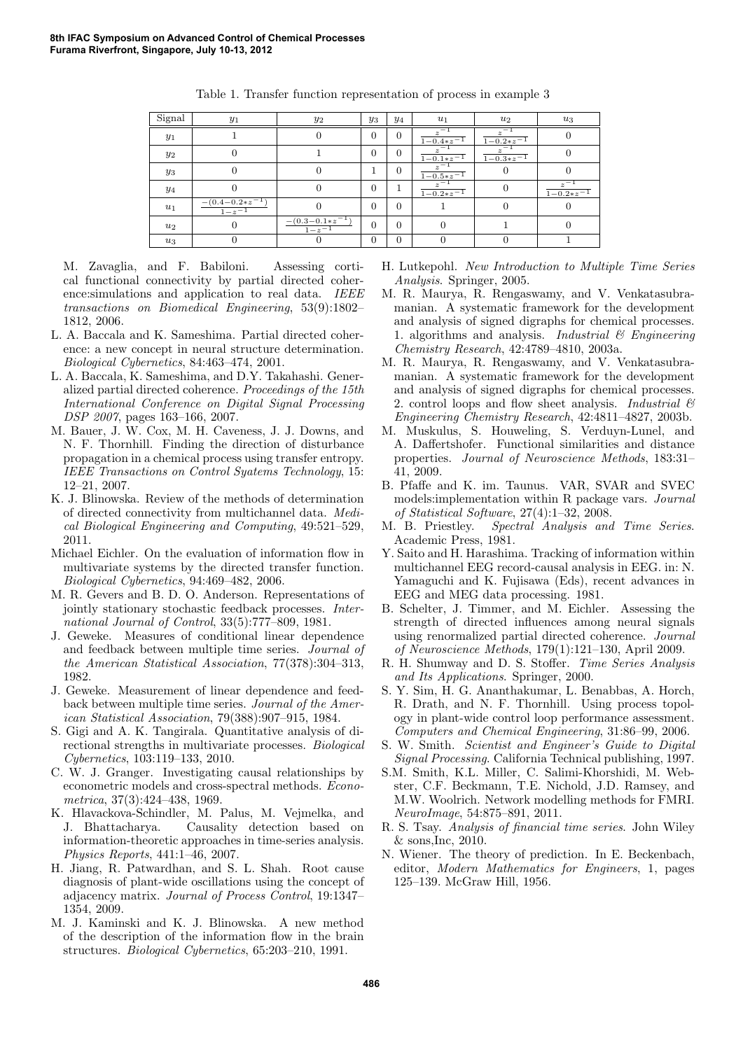Table 1. Transfer function representation of process in example 3

| Signal | $y_1$ | $y_2$ | $y_3$ | $y_4$ | $u_1$ | $u_2$ | $u_3$ |
|---|---|---|---|---|---|---|---|
| $y_1$ | 1 | 0 | 0 | 0 | $\frac{z^{-1}}{1-0.4*z^{-1}}$ | $\frac{z^{-1}}{1-0.2*z^{-1}}$ | 0 |
| $y_2$ | 0 | 1 | 0 | 0 | $\frac{z^{-1}}{1-0.1*z^{-1}}$ | $\frac{z^{-1}}{1-0.3*z^{-1}}$ | 0 |
| $y_3$ | 0 | 0 | 1 | 0 | $\frac{z^{-1}}{1-0.5*z^{-1}}$ | 0 | 0 |
| $y_4$ | 0 | 0 | 0 | 1 | $\frac{z^{-1}}{1-0.2*z^{-1}}$ | 0 | $\frac{z^{-1}}{1-0.2*z^{-1}}$ |
| $u_1$ | $\frac{-(0.4-0.2*z^{-1})}{1-z^{-1}}$ | 0 | 0 | 0 | 1 | 0 | 0 |
| $u_2$ | 0 | $\frac{-(0.3-0.1*z^{-1})}{1-z^{-1}}$ | 0 | 0 | 0 | 1 | 0 |
| $u_3$ | 0 | 0 | 0 | 0 | 0 | 0 | 1 |

M. Zavaglia, and F. Babiloni. Assessing cortical functional connectivity by partial directed coherence:simulations and application to real data. *IEEE transactions on Biomedical Engineering*, 53(9):1802–1812, 2006.

L. A. Baccala and K. Sameshima. Partial directed coherence: a new concept in neural structure determination. *Biological Cybernetics*, 84:463–474, 2001.

L. A. Baccala, K. Sameshima, and D.Y. Takahashi. Generalized partial directed coherence. *Proceedings of the 15th International Conference on Digital Signal Processing DSP 2007*, pages 163–166, 2007.

M. Bauer, J. W. Cox, M. H. Caveness, J. J. Downs, and N. F. Thornhill. Finding the direction of disturbance propagation in a chemical process using transfer entropy. *IEEE Transactions on Control Syatems Technology*, 15: 12–21, 2007.

K. J. Blinowska. Review of the methods of determination of directed connectivity from multichannel data. *Medical Biological Engineering and Computing*, 49:521–529, 2011.

Michael Eichler. On the evaluation of information flow in multivariate systems by the directed transfer function. *Biological Cybernetics*, 94:469–482, 2006.

M. R. Gevers and B. D. O. Anderson. Representations of jointly stationary stochastic feedback processes. *International Journal of Control*, 33(5):777–809, 1981.

J. Geweke. Measures of conditional linear dependence and feedback between multiple time series. *Journal of the American Statistical Association*, 77(378):304–313, 1982.

J. Geweke. Measurement of linear dependence and feedback between multiple time series. *Journal of the American Statistical Association*, 79(388):907–915, 1984.

S. Gigi and A. K. Tangirala. Quantitative analysis of directional strengths in multivariate processes. *Biological Cybernetics*, 103:119–133, 2010.

C. W. J. Granger. Investigating causal relationships by econometric models and cross-spectral methods. *Econometrica*, 37(3):424–438, 1969.

K. Hlavackova-Schindler, M. Palus, M. Vejmelka, and J. Bhattacharya. Causality detection based on information-theoretic approaches in time-series analysis. *Physics Reports*, 441:1–46, 2007.

H. Jiang, R. Patwardhan, and S. L. Shah. Root cause diagnosis of plant-wide oscillations using the concept of adjacency matrix. *Journal of Process Control*, 19:1347–1354, 2009.

M. J. Kaminski and K. J. Blinowska. A new method of the description of the information flow in the brain structures. *Biological Cybernetics*, 65:203–210, 1991.

H. Lutkepohl. *New Introduction to Multiple Time Series Analysis*. Springer, 2005.

M. R. Maurya, R. Rengaswamy, and V. Venkatasubramanian. A systematic framework for the development and analysis of signed digraphs for chemical processes. 1. algorithms and analysis. *Industrial & Engineering Chemistry Research*, 42:4789–4810, 2003a.

M. R. Maurya, R. Rengaswamy, and V. Venkatasubramanian. A systematic framework for the development and analysis of signed digraphs for chemical processes. 2. control loops and flow sheet analysis. *Industrial & Engineering Chemistry Research*, 42:4811–4827, 2003b.

M. Muskulus, S. Houweling, S. Verduyn-Lunel, and A. Daffertshofer. Functional similarities and distance properties. *Journal of Neuroscience Methods*, 183:31–41, 2009.

B. Pfaffe and K. im. Taunus. VAR, SVAR and SVEC models:implementation within R package vars. *Journal of Statistical Software*, 27(4):1–32, 2008.

M. B. Priestley. *Spectral Analysis and Time Series*. Academic Press, 1981.

Y. Saito and H. Harashima. Tracking of information within multichannel EEG record-causal analysis in EEG. in: N. Yamaguchi and K. Fujisawa (Eds), recent advances in EEG and MEG data processing. 1981.

B. Schelter, J. Timmer, and M. Eichler. Assessing the strength of directed influences among neural signals using renormalized partial directed coherence. *Journal of Neuroscience Methods*, 179(1):121–130, April 2009.

R. H. Shumway and D. S. Stoffer. *Time Series Analysis and Its Applications*. Springer, 2000.

S. Y. Sim, H. G. Ananthakumar, L. Benabbas, A. Horch, R. Drath, and N. F. Thornhill. Using process topology in plant-wide control loop performance assessment. *Computers and Chemical Engineering*, 31:86–99, 2006.

S. W. Smith. *Scientist and Engineer's Guide to Digital Signal Processing*. California Technical publishing, 1997.

S.M. Smith, K.L. Miller, C. Salimi-Khorshidi, M. Webster, C.F. Beckmann, T.E. Nichold, J.D. Ramsey, and M.W. Woolrich. Network modelling methods for FMRI. *NeuroImage*, 54:875–891, 2011.

R. S. Tsay. *Analysis of financial time series*. John Wiley & sons,Inc, 2010.

N. Wiener. The theory of prediction. In E. Beckenbach, editor, *Modern Mathematics for Engineers*, 1, pages 125–139. McGraw Hill, 1956.